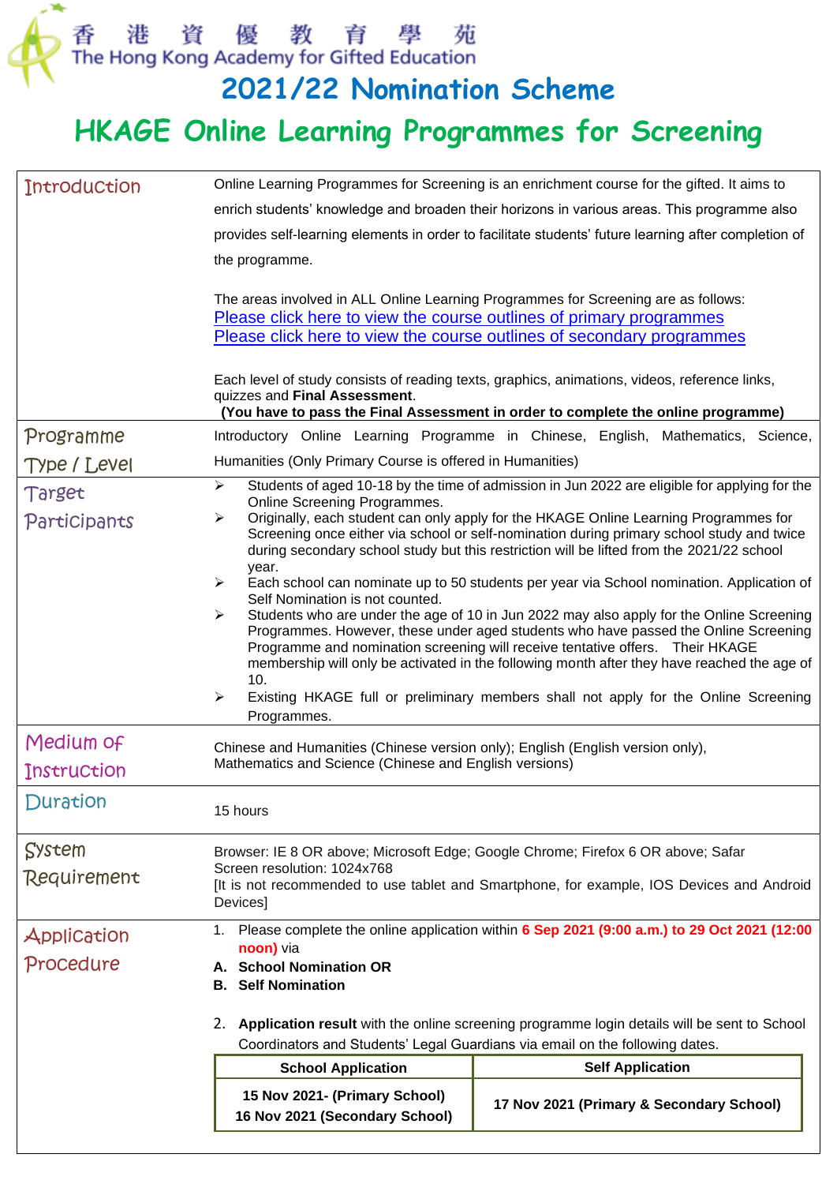香 港 資 優 教 育 學 苑
The Hong Kong Academy for Gifted Education

# 2021/22 Nomination Scheme

# HKAGE Online Learning Programmes for Screening

| | |
|---|---|
| Introduction | Online Learning Programmes for Screening is an enrichment course for the gifted. It aims to enrich students' knowledge and broaden their horizons in various areas. This programme also provides self-learning elements in order to facilitate students' future learning after completion of the programme.<br><br>The areas involved in ALL Online Learning Programmes for Screening are as follows:<br>Please click here to view the course outlines of primary programmes<br>Please click here to view the course outlines of secondary programmes<br><br>Each level of study consists of reading texts, graphics, animations, videos, reference links, quizzes and **Final Assessment**.<br>**(You have to pass the Final Assessment in order to complete the online programme)** |
| Programme Type / Level | Introductory Online Learning Programme in Chinese, English, Mathematics, Science, Humanities (Only Primary Course is offered in Humanities) |
| Target Participants | ➢ Students of aged 10-18 by the time of admission in Jun 2022 are eligible for applying for the Online Screening Programmes.<br>➢ Originally, each student can only apply for the HKAGE Online Learning Programmes for Screening once either via school or self-nomination during primary school study and twice during secondary school study but this restriction will be lifted from the 2021/22 school year.<br>➢ Each school can nominate up to 50 students per year via School nomination. Application of Self Nomination is not counted.<br>➢ Students who are under the age of 10 in Jun 2022 may also apply for the Online Screening Programmes. However, these under aged students who have passed the Online Screening Programme and nomination screening will receive tentative offers. Their HKAGE membership will only be activated in the following month after they have reached the age of 10.<br>➢ Existing HKAGE full or preliminary members shall not apply for the Online Screening Programmes. |
| Medium of Instruction | Chinese and Humanities (Chinese version only); English (English version only), Mathematics and Science (Chinese and English versions) |
| Duration | 15 hours |
| System Requirement | Browser: IE 8 OR above; Microsoft Edge; Google Chrome; Firefox 6 OR above; Safar<br>Screen resolution: 1024x768<br>[It is not recommended to use tablet and Smartphone, for example, IOS Devices and Android Devices] |
| Application Procedure | 1. Please complete the online application within **6 Sep 2021 (9:00 a.m.) to 29 Oct 2021 (12:00 noon)** via<br>**A. School Nomination OR**<br>**B. Self Nomination**<br><br>2. **Application result** with the online screening programme login details will be sent to School Coordinators and Students' Legal Guardians via email on the following dates. |

| School Application | Self Application |
|---|---|
| **15 Nov 2021- (Primary School)**<br>**16 Nov 2021 (Secondary School)** | **17 Nov 2021 (Primary & Secondary School)** |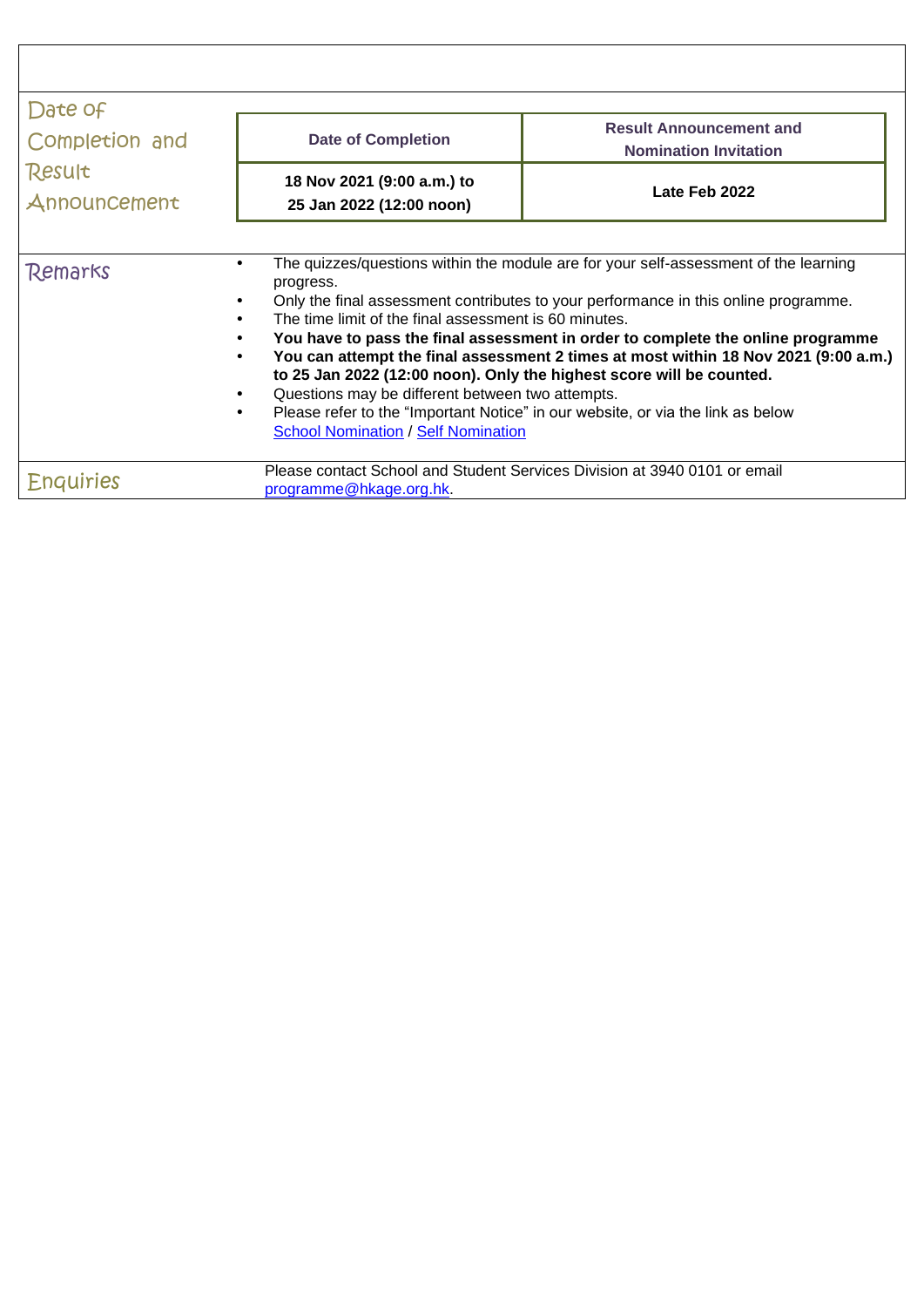## Date of Completion and Result Announcement

| Date of Completion | Result Announcement and Nomination Invitation |
| --- | --- |
| **18 Nov 2021 (9:00 a.m.) to 25 Jan 2022 (12:00 noon)** | **Late Feb 2022** |

## Remarks

- The quizzes/questions within the module are for your self-assessment of the learning progress.
- Only the final assessment contributes to your performance in this online programme.
- The time limit of the final assessment is 60 minutes.
- **You have to pass the final assessment in order to complete the online programme**
- **You can attempt the final assessment 2 times at most within 18 Nov 2021 (9:00 a.m.) to 25 Jan 2022 (12:00 noon). Only the highest score will be counted.**
- Questions may be different between two attempts.
- Please refer to the "Important Notice" in our website, or via the link as below
  School Nomination / Self Nomination

## Enquiries

Please contact School and Student Services Division at 3940 0101 or email programme@hkage.org.hk.